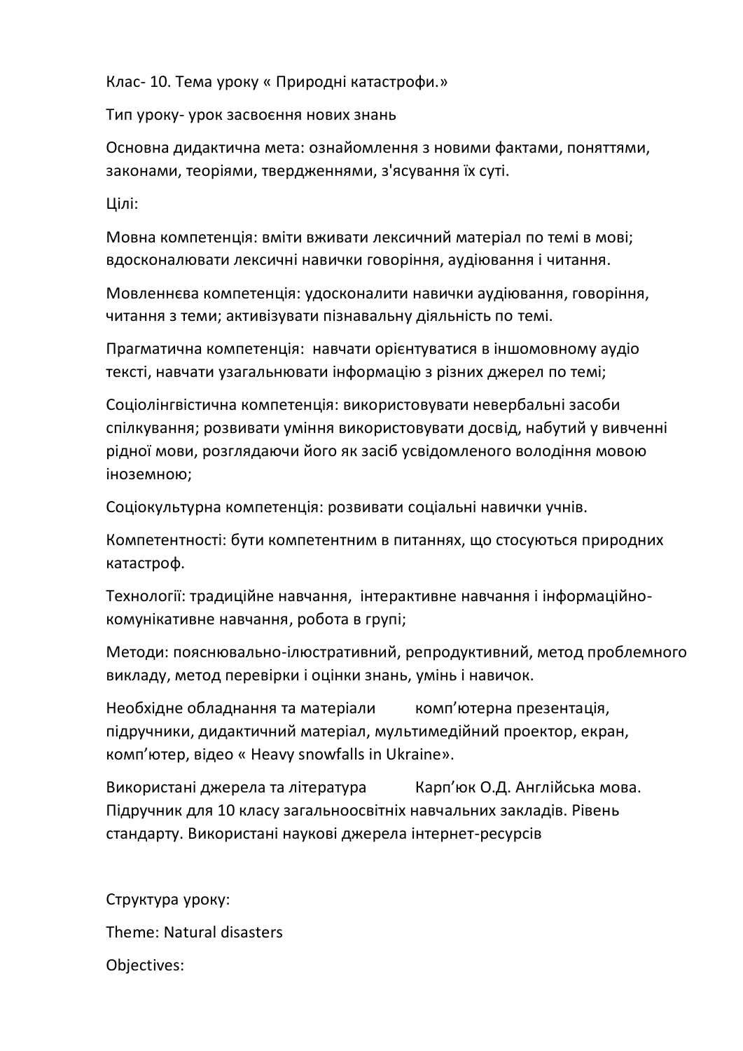Клас- 10. Тема уроку « Природні катастрофи.»

Тип уроку- урок засвоєння нових знань

Основна дидактична мета: ознайомлення з новими фактами, поняттями, законами, теоріями, твердженнями, з'ясування їх суті.

Цілі:

Мовна компетенція: вміти вживати лексичний матеріал по темі в мові; вдосконалювати лексичні навички говоріння, аудіювання і читання.

Мовленнєва компетенція: удосконалити навички аудіювання, говоріння, читання з теми; активізувати пізнавальну діяльність по темі.

Прагматична компетенція: навчати орієнтуватися в іншомовному аудіо тексті, навчати узагальнювати інформацію з різних джерел по темі;

Соціолінгвістична компетенція: використовувати невербальні засоби спілкування; розвивати уміння використовувати досвід, набутий у вивченні рідної мови, розглядаючи його як засіб усвідомленого володіння мовою іноземною;

Соціокультурна компетенція: розвивати соціальні навички учнів.

Компетентності: бути компетентним в питаннях, що стосуються природних катастроф.

Технології: традиційне навчання, інтерактивне навчання і інформаційно-комунікативне навчання, робота в групі;

Методи: пояснювально-ілюстративний, репродуктивний, метод проблемного викладу, метод перевірки і оцінки знань, умінь і навичок.

Необхідне обладнання та матеріали  комп’ютерна презентація, підручники, дидактичний матеріал, мультимедійний проектор, екран, комп’ютер, відео « Heavy snowfalls in Ukraine».

Використані джерела та література  Карп’юк О.Д. Англійська мова. Підручник для 10 класу загальноосвітніх навчальних закладів. Рівень стандарту. Використані наукові джерела інтернет-ресурсів

Структура уроку:

Theme: Natural disasters

Objectives: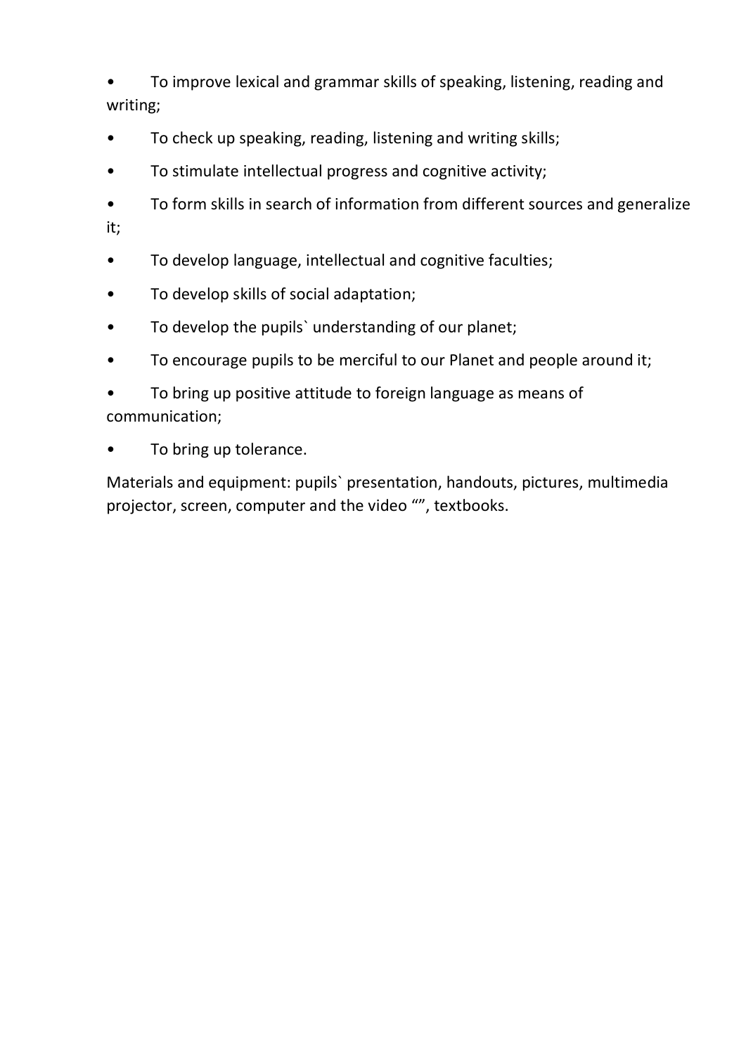- To improve lexical and grammar skills of speaking, listening, reading and writing;
- To check up speaking, reading, listening and writing skills;
- To stimulate intellectual progress and cognitive activity;
- To form skills in search of information from different sources and generalize it;
- To develop language, intellectual and cognitive faculties;
- To develop skills of social adaptation;
- To develop the pupils` understanding of our planet;
- To encourage pupils to be merciful to our Planet and people around it;
- To bring up positive attitude to foreign language as means of communication;
- To bring up tolerance.

Materials and equipment: pupils` presentation, handouts, pictures, multimedia projector, screen, computer and the video “”, textbooks.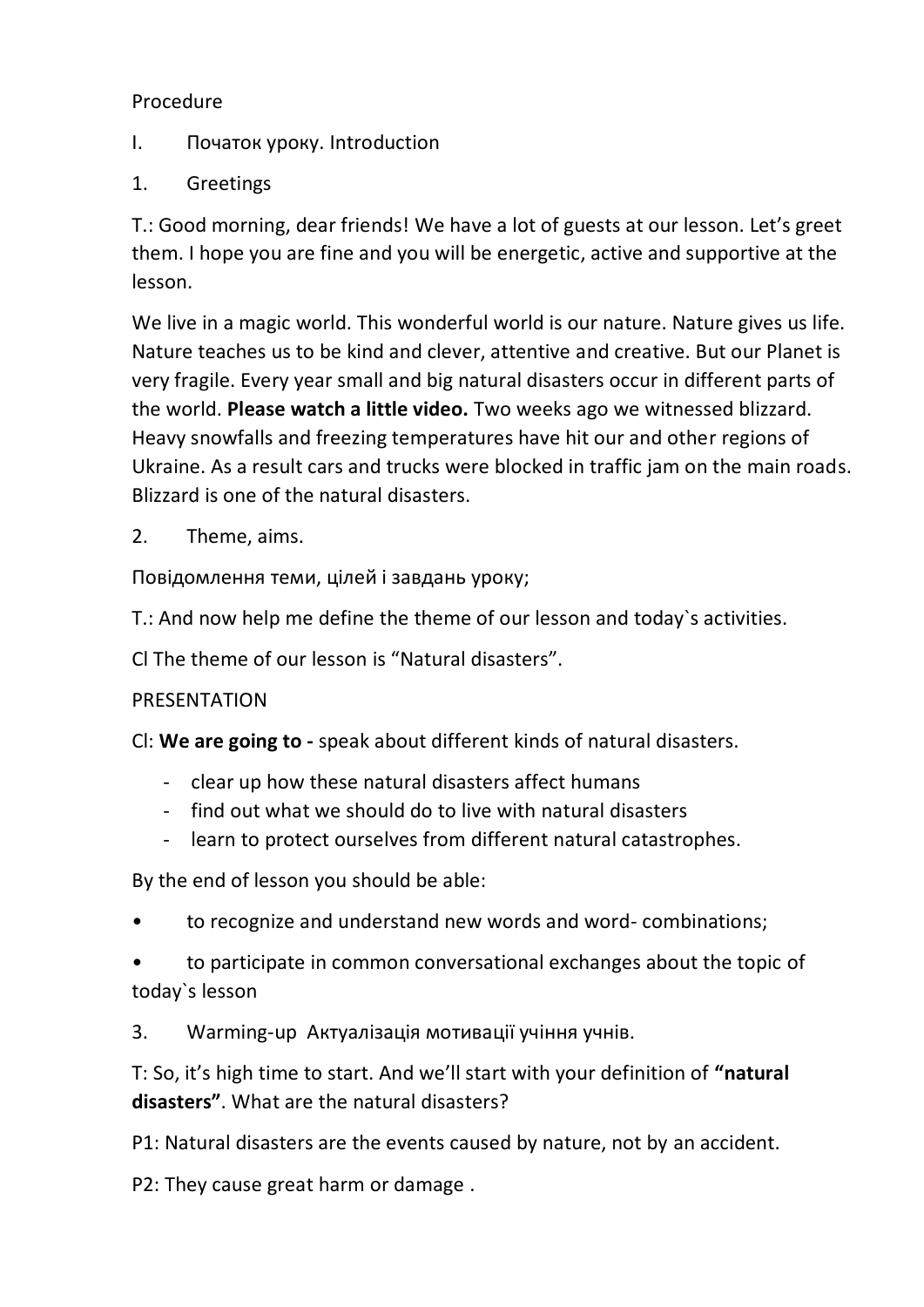Procedure

I. Початок уроку. Introduction

1. Greetings

T.: Good morning, dear friends! We have a lot of guests at our lesson. Let's greet them. I hope you are fine and you will be energetic, active and supportive at the lesson.

We live in a magic world. This wonderful world is our nature. Nature gives us life. Nature teaches us to be kind and clever, attentive and creative. But our Planet is very fragile. Every year small and big natural disasters occur in different parts of the world. **Please watch a little video.** Two weeks ago we witnessed blizzard. Heavy snowfalls and freezing temperatures have hit our and other regions of Ukraine. As a result cars and trucks were blocked in traffic jam on the main roads. Blizzard is one of the natural disasters.

2. Theme, aims.

Повідомлення теми, цілей і завдань уроку;

T.: And now help me define the theme of our lesson and today`s activities.

Cl The theme of our lesson is "Natural disasters".

PRESENTATION

Cl: **We are going to -** speak about different kinds of natural disasters.

- clear up how these natural disasters affect humans
- find out what we should do to live with natural disasters
- learn to protect ourselves from different natural catastrophes.

By the end of lesson you should be able:

- to recognize and understand new words and word- combinations;
- to participate in common conversational exchanges about the topic of today`s lesson

3. Warming-up Актуалізація мотивації учіння учнів.

T: So, it's high time to start. And we'll start with your definition of **"natural disasters"**. What are the natural disasters?

P1: Natural disasters are the events caused by nature, not by an accident.

P2: They cause great harm or damage .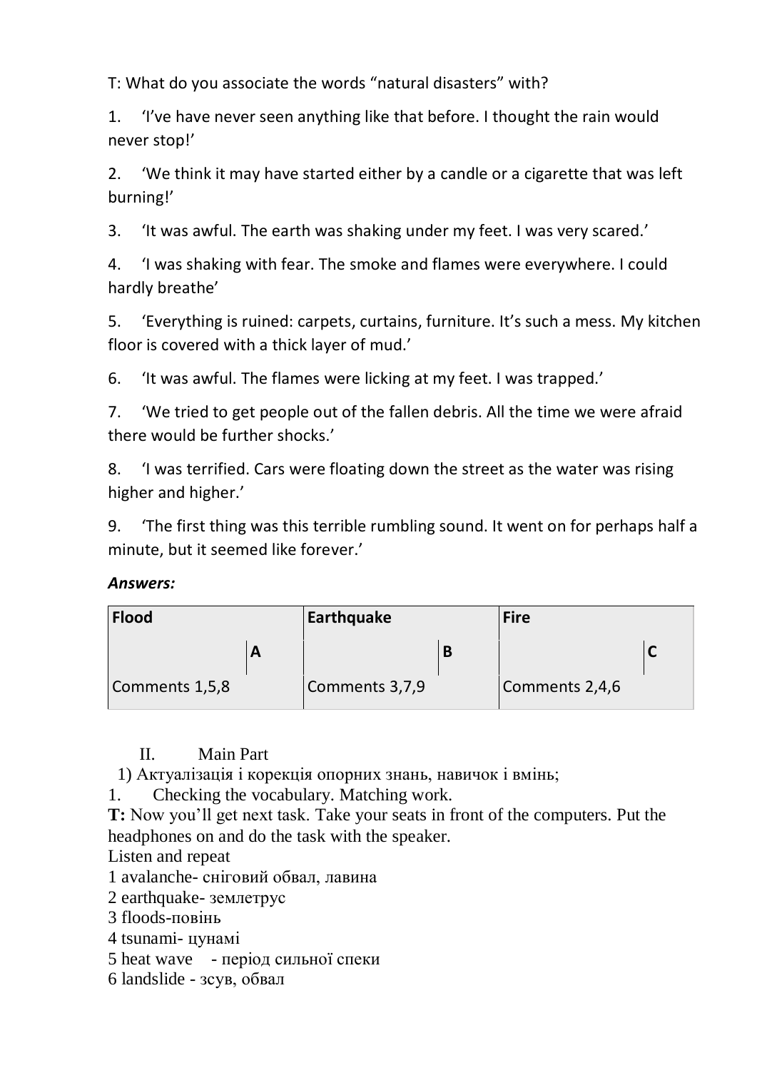T: What do you associate the words "natural disasters" with?

1. 'I've have never seen anything like that before. I thought the rain would never stop!'
2. 'We think it may have started either by a candle or a cigarette that was left burning!'
3. 'It was awful. The earth was shaking under my feet. I was very scared.'
4. 'I was shaking with fear. The smoke and flames were everywhere. I could hardly breathe'
5. 'Everything is ruined: carpets, curtains, furniture. It's such a mess. My kitchen floor is covered with a thick layer of mud.'
6. 'It was awful. The flames were licking at my feet. I was trapped.'
7. 'We tried to get people out of the fallen debris. All the time we were afraid there would be further shocks.'
8. 'I was terrified. Cars were floating down the street as the water was rising higher and higher.'
9. 'The first thing was this terrible rumbling sound. It went on for perhaps half a minute, but it seemed like forever.'

***Answers:***

| Flood | | Earthquake | | Fire | |
|---|---|---|---|---|---|
| | A | | B | | C |
| Comments 1,5,8 | | Comments 3,7,9 | | Comments 2,4,6 | |

II. Main Part

1) Актуалізація і корекція опорних знань, навичок і вмінь;

1. Checking the vocabulary. Matching work.

**T:** Now you'll get next task. Take your seats in front of the computers. Put the headphones on and do the task with the speaker.

Listen and repeat

1 avalanche- сніговий обвал, лавина
2 earthquake- землетрус
3 floods-повінь
4 tsunami- цунамі
5 heat wave - період сильної спеки
6 landslide - зсув, обвал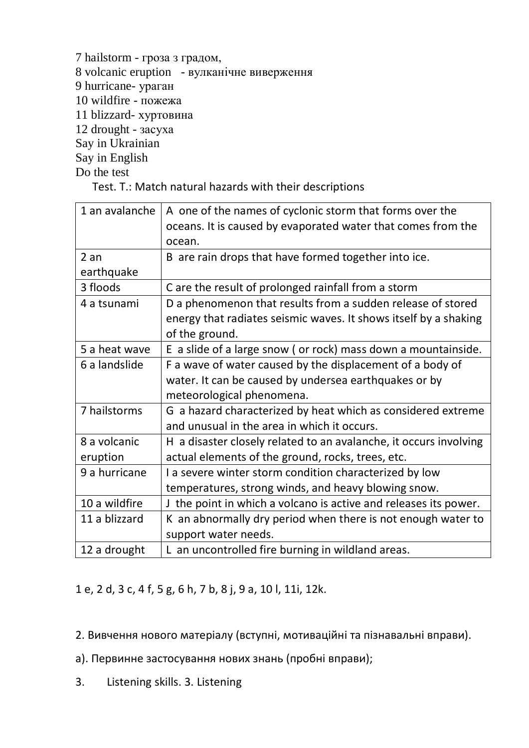7 hailstorm - гроза з градом,
8 volcanic eruption - вулканічне виверження
9 hurricane- ураган
10 wildfire - пожежа
11 blizzard- хуртовина
12 drought - засуха
Say in Ukrainian
Say in English
Do the test

Test. T.: Match natural hazards with their descriptions

| 1 an avalanche | A one of the names of cyclonic storm that forms over the oceans. It is caused by evaporated water that comes from the ocean. |
|---|---|
| 2 an earthquake | B are rain drops that have formed together into ice. |
| 3 floods | C are the result of prolonged rainfall from a storm |
| 4 a tsunami | D a phenomenon that results from a sudden release of stored energy that radiates seismic waves. It shows itself by a shaking of the ground. |
| 5 a heat wave | E a slide of a large snow ( or rock) mass down a mountainside. |
| 6 a landslide | F a wave of water caused by the displacement of a body of water. It can be caused by undersea earthquakes or by meteorological phenomena. |
| 7 hailstorms | G a hazard characterized by heat which as considered extreme and unusual in the area in which it occurs. |
| 8 a volcanic eruption | H a disaster closely related to an avalanche, it occurs involving actual elements of the ground, rocks, trees, etc. |
| 9 a hurricane | I a severe winter storm condition characterized by low temperatures, strong winds, and heavy blowing snow. |
| 10 a wildfire | J the point in which a volcano is active and releases its power. |
| 11 a blizzard | K an abnormally dry period when there is not enough water to support water needs. |
| 12 a drought | L an uncontrolled fire burning in wildland areas. |

1 e, 2 d, 3 c, 4 f, 5 g, 6 h, 7 b, 8 j, 9 a, 10 l, 11i, 12k.

2. Вивчення нового матеріалу (вступні, мотиваційні та пізнавальні вправи).

а). Первинне застосування нових знань (пробні вправи);

3. Listening skills. 3. Listening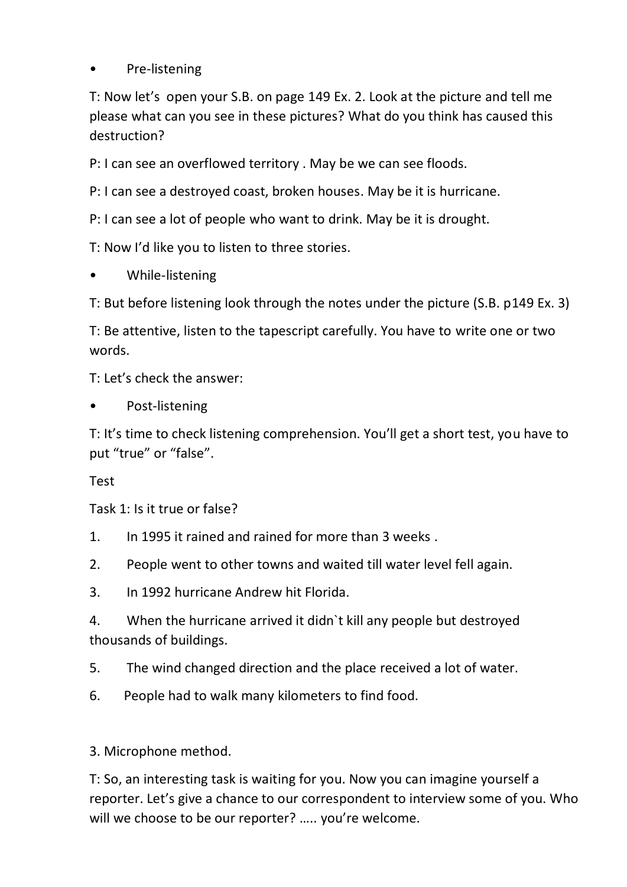- Pre-listening

T: Now let's  open your S.B. on page 149 Ex. 2. Look at the picture and tell me please what can you see in these pictures? What do you think has caused this destruction?

P: I can see an overflowed territory . May be we can see floods.

P: I can see a destroyed coast, broken houses. May be it is hurricane.

P: I can see a lot of people who want to drink. May be it is drought.

T: Now I'd like you to listen to three stories.

- While-listening

T: But before listening look through the notes under the picture (S.B. p149 Ex. 3)

T: Be attentive, listen to the tapescript carefully. You have to write one or two words.

T: Let's check the answer:

- Post-listening

T: It's time to check listening comprehension. You'll get a short test, you have to put "true" or "false".

Test

Task 1: Is it true or false?

1. In 1995 it rained and rained for more than 3 weeks .
2. People went to other towns and waited till water level fell again.
3. In 1992 hurricane Andrew hit Florida.
4. When the hurricane arrived it didn`t kill any people but destroyed thousands of buildings.
5. The wind changed direction and the place received a lot of water.
6. People had to walk many kilometers to find food.

3. Microphone method.

T: So, an interesting task is waiting for you. Now you can imagine yourself a reporter. Let's give a chance to our correspondent to interview some of you. Who will we choose to be our reporter? ….. you're welcome.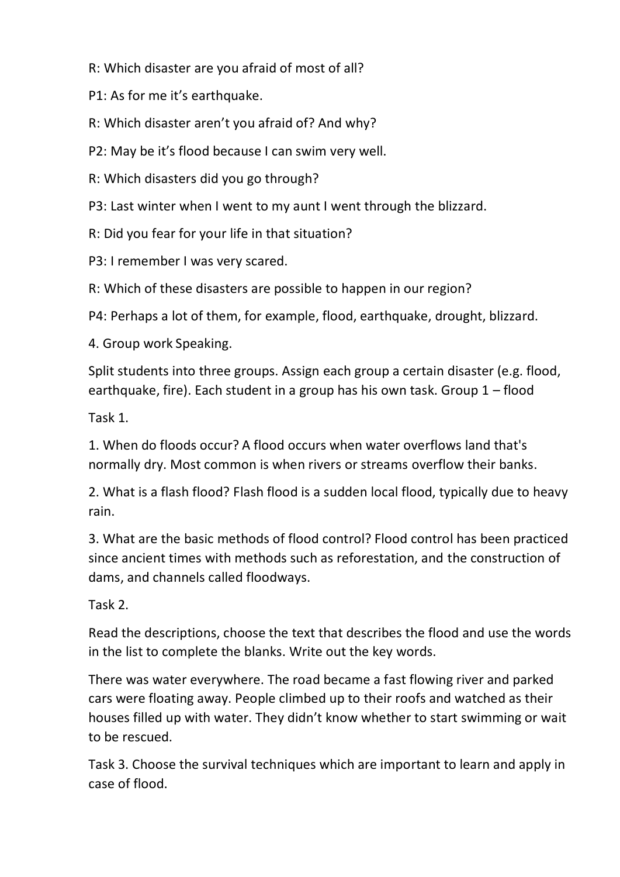R: Which disaster are you afraid of most of all?

P1: As for me it's earthquake.

R: Which disaster aren't you afraid of? And why?

P2: May be it's flood because I can swim very well.

R: Which disasters did you go through?

P3: Last winter when I went to my aunt I went through the blizzard.

R: Did you fear for your life in that situation?

P3: I remember I was very scared.

R: Which of these disasters are possible to happen in our region?

P4: Perhaps a lot of them, for example, flood, earthquake, drought, blizzard.

4. Group work Speaking.

Split students into three groups. Assign each group a certain disaster (e.g. flood, earthquake, fire). Each student in a group has his own task. Group 1 – flood

Task 1.

1. When do floods occur? A flood occurs when water overflows land that's normally dry. Most common is when rivers or streams overflow their banks.

2. What is a flash flood? Flash flood is a sudden local flood, typically due to heavy rain.

3. What are the basic methods of flood control? Flood control has been practiced since ancient times with methods such as reforestation, and the construction of dams, and channels called floodways.

Task 2.

Read the descriptions, choose the text that describes the flood and use the words in the list to complete the blanks. Write out the key words.

There was water everywhere. The road became a fast flowing river and parked cars were floating away. People climbed up to their roofs and watched as their houses filled up with water. They didn't know whether to start swimming or wait to be rescued.

Task 3. Choose the survival techniques which are important to learn and apply in case of flood.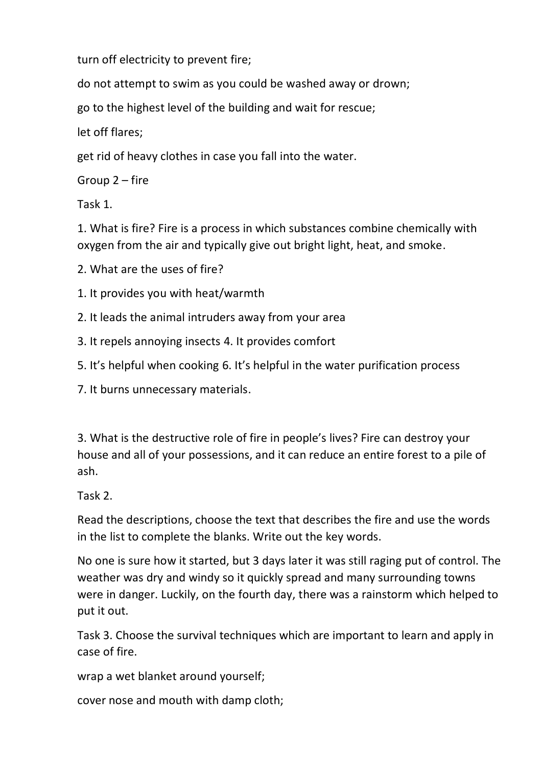turn off electricity to prevent fire;

do not attempt to swim as you could be washed away or drown;

go to the highest level of the building and wait for rescue;

let off flares;

get rid of heavy clothes in case you fall into the water.

Group 2 – fire

Task 1.

1. What is fire? Fire is a process in which substances combine chemically with oxygen from the air and typically give out bright light, heat, and smoke.

2. What are the uses of fire?

1. It provides you with heat/warmth

2. It leads the animal intruders away from your area

3. It repels annoying insects 4. It provides comfort

5. It's helpful when cooking 6. It's helpful in the water purification process

7. It burns unnecessary materials.

3. What is the destructive role of fire in people's lives? Fire can destroy your house and all of your possessions, and it can reduce an entire forest to a pile of ash.

Task 2.

Read the descriptions, choose the text that describes the fire and use the words in the list to complete the blanks. Write out the key words.

No one is sure how it started, but 3 days later it was still raging put of control. The weather was dry and windy so it quickly spread and many surrounding towns were in danger. Luckily, on the fourth day, there was a rainstorm which helped to put it out.

Task 3. Choose the survival techniques which are important to learn and apply in case of fire.

wrap a wet blanket around yourself;

cover nose and mouth with damp cloth;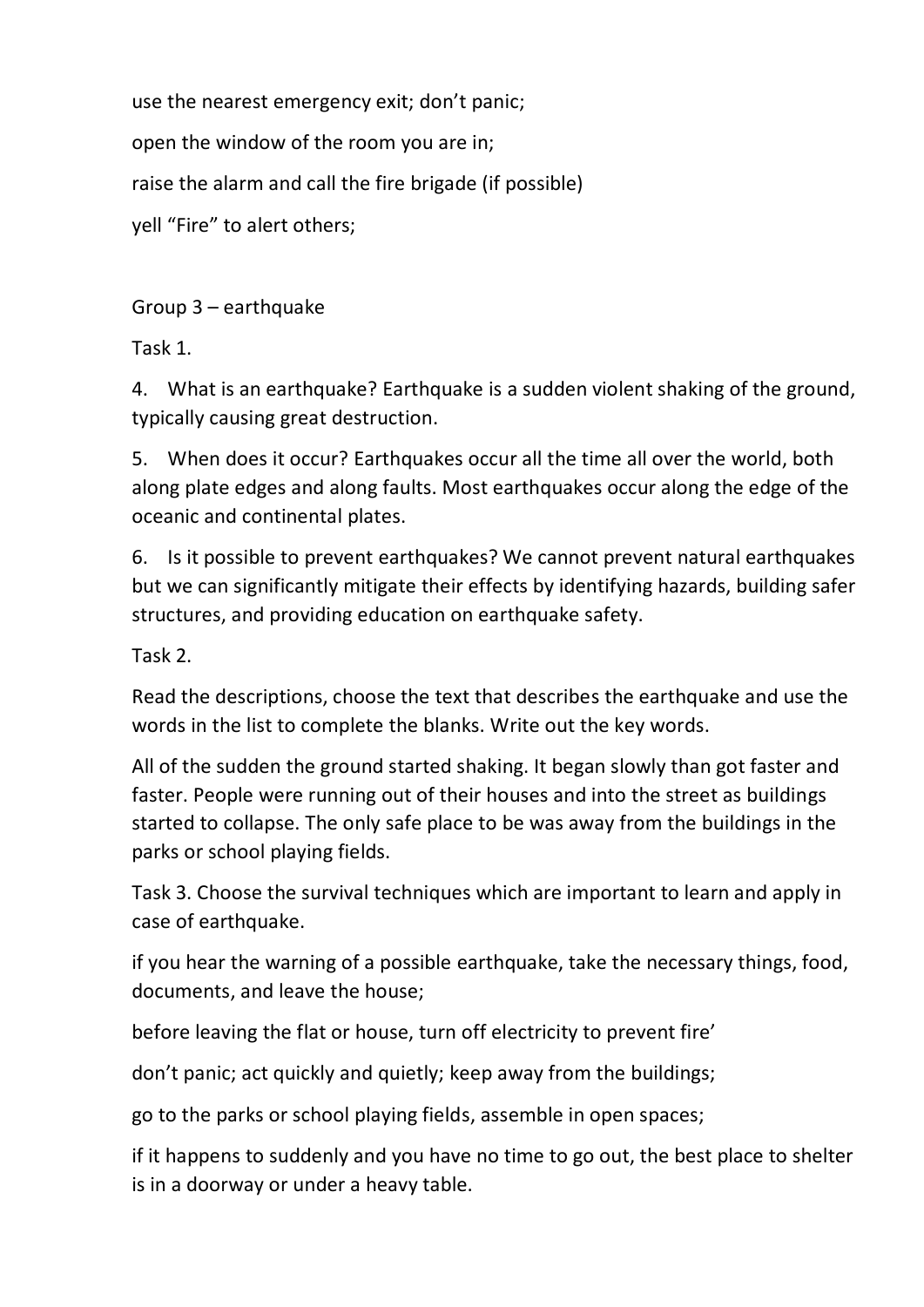use the nearest emergency exit; don’t panic;

open the window of the room you are in;

raise the alarm and call the fire brigade (if possible)

yell “Fire” to alert others;

Group 3 – earthquake

Task 1.

4. What is an earthquake? Earthquake is a sudden violent shaking of the ground, typically causing great destruction.

5. When does it occur? Earthquakes occur all the time all over the world, both along plate edges and along faults. Most earthquakes occur along the edge of the oceanic and continental plates.

6. Is it possible to prevent earthquakes? We cannot prevent natural earthquakes but we can significantly mitigate their effects by identifying hazards, building safer structures, and providing education on earthquake safety.

Task 2.

Read the descriptions, choose the text that describes the earthquake and use the words in the list to complete the blanks. Write out the key words.

All of the sudden the ground started shaking. It began slowly than got faster and faster. People were running out of their houses and into the street as buildings started to collapse. The only safe place to be was away from the buildings in the parks or school playing fields.

Task 3. Choose the survival techniques which are important to learn and apply in case of earthquake.

if you hear the warning of a possible earthquake, take the necessary things, food, documents, and leave the house;

before leaving the flat or house, turn off electricity to prevent fire’

don’t panic; act quickly and quietly; keep away from the buildings;

go to the parks or school playing fields, assemble in open spaces;

if it happens to suddenly and you have no time to go out, the best place to shelter is in a doorway or under a heavy table.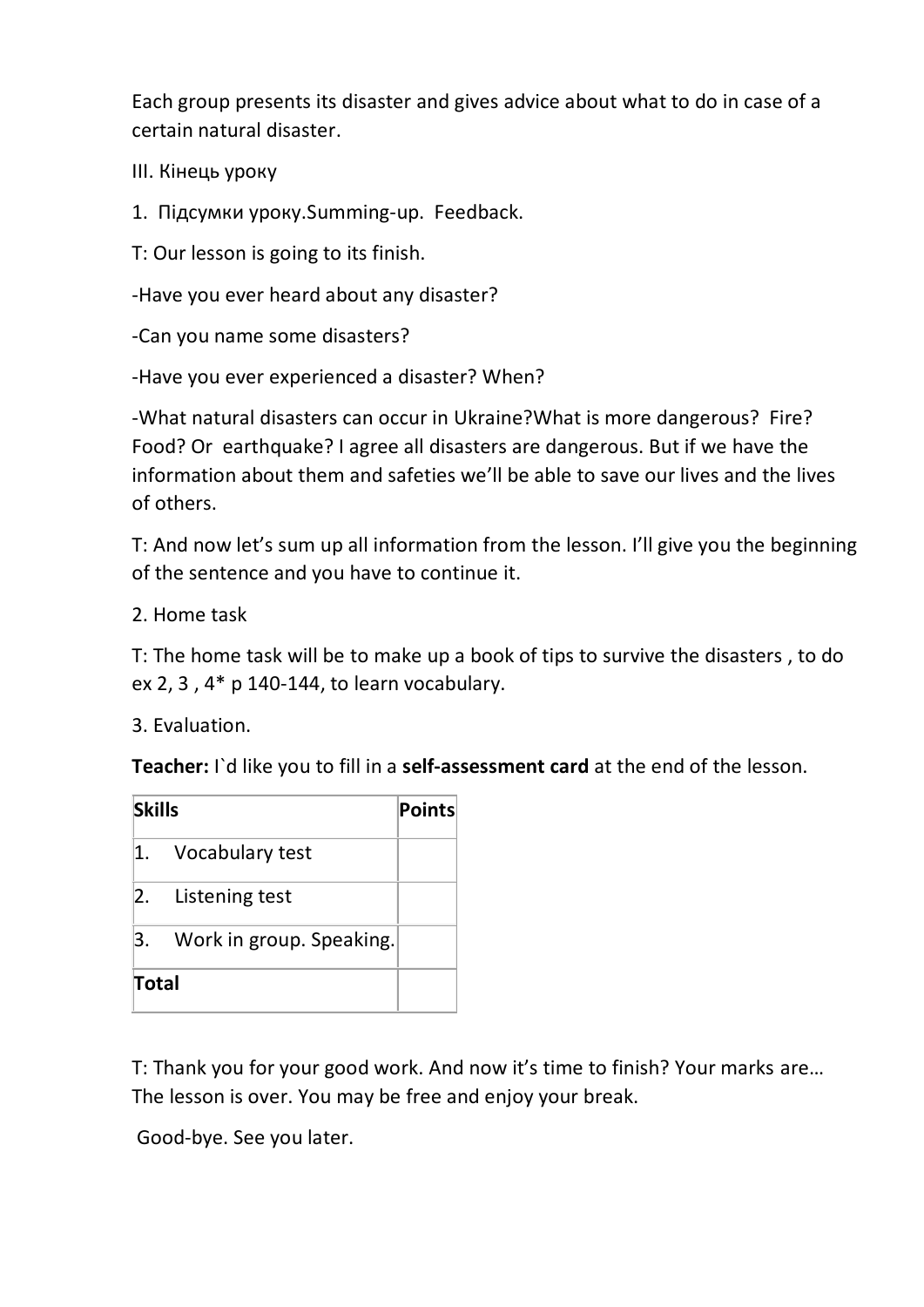Each group presents its disaster and gives advice about what to do in case of a certain natural disaster.

III. Кінець уроку

1. Підсумки уроку.Summing-up. Feedback.

T: Our lesson is going to its finish.

-Have you ever heard about any disaster?

-Can you name some disasters?

-Have you ever experienced a disaster? When?

-What natural disasters can occur in Ukraine?What is more dangerous? Fire? Food? Or earthquake? I agree all disasters are dangerous. But if we have the information about them and safeties we'll be able to save our lives and the lives of others.

T: And now let's sum up all information from the lesson. I'll give you the beginning of the sentence and you have to continue it.

2. Home task

T: The home task will be to make up a book of tips to survive the disasters , to do ex 2, 3 , 4* p 140-144, to learn vocabulary.

3. Evaluation.

**Teacher:** I`d like you to fill in a **self-assessment card** at the end of the lesson.

| **Skills** | **Points** |
|---|---|
| 1. Vocabulary test | |
| 2. Listening test | |
| 3. Work in group. Speaking. | |
| **Total** | |

T: Thank you for your good work. And now it's time to finish? Your marks are… The lesson is over. You may be free and enjoy your break.

Good-bye. See you later.